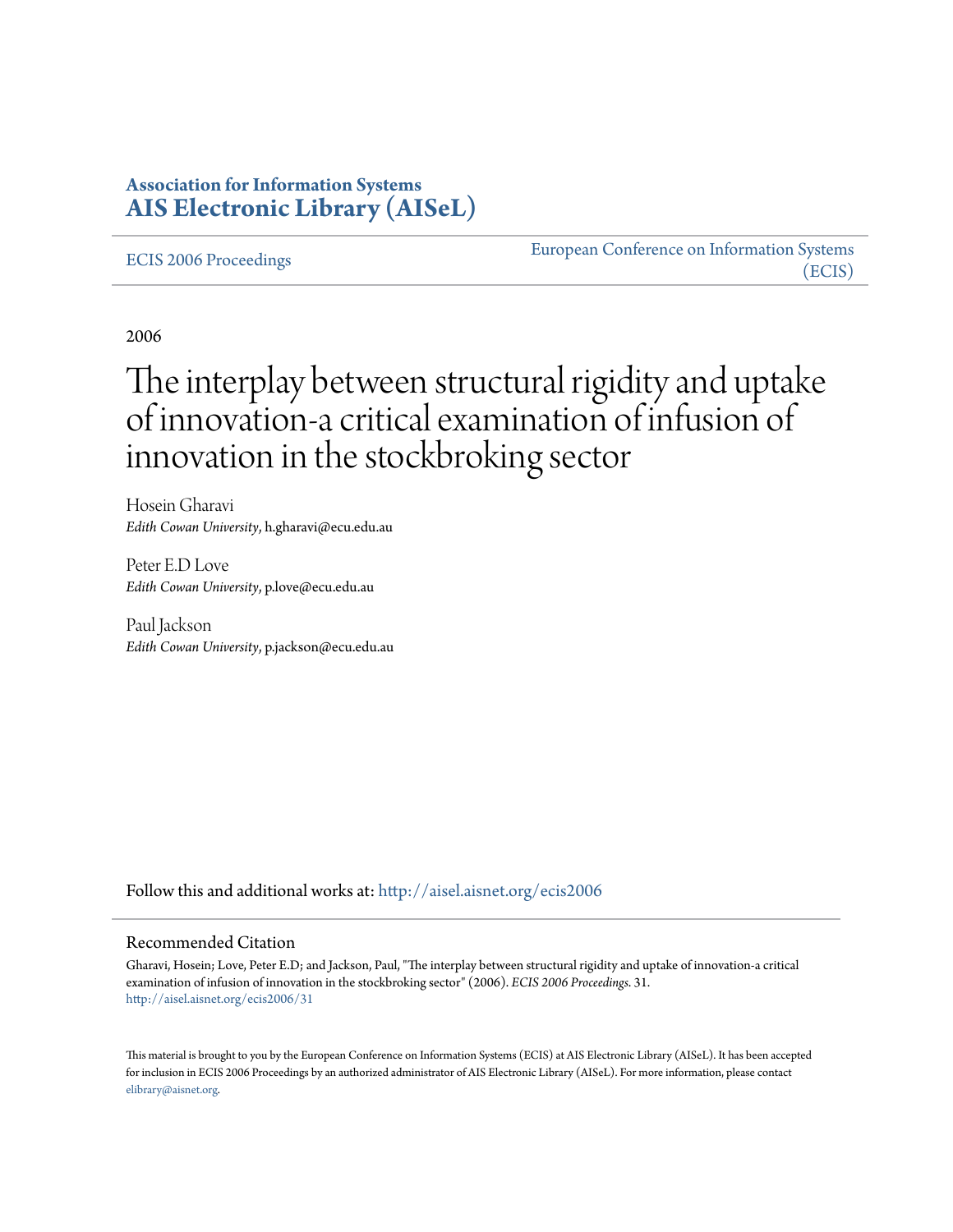**Association for Information Systems**
**AIS Electronic Library (AISeL)**

ECIS 2006 Proceedings

European Conference on Information Systems (ECIS)

2006

# The interplay between structural rigidity and uptake of innovation-a critical examination of infusion of innovation in the stockbroking sector

Hosein Gharavi
*Edith Cowan University*, h.gharavi@ecu.edu.au

Peter E.D Love
*Edith Cowan University*, p.love@ecu.edu.au

Paul Jackson
*Edith Cowan University*, p.jackson@ecu.edu.au

Follow this and additional works at: http://aisel.aisnet.org/ecis2006

## Recommended Citation

Gharavi, Hosein; Love, Peter E.D; and Jackson, Paul, "The interplay between structural rigidity and uptake of innovation-a critical examination of infusion of innovation in the stockbroking sector" (2006). *ECIS 2006 Proceedings*. 31.
http://aisel.aisnet.org/ecis2006/31

This material is brought to you by the European Conference on Information Systems (ECIS) at AIS Electronic Library (AISeL). It has been accepted for inclusion in ECIS 2006 Proceedings by an authorized administrator of AIS Electronic Library (AISeL). For more information, please contact elibrary@aisnet.org.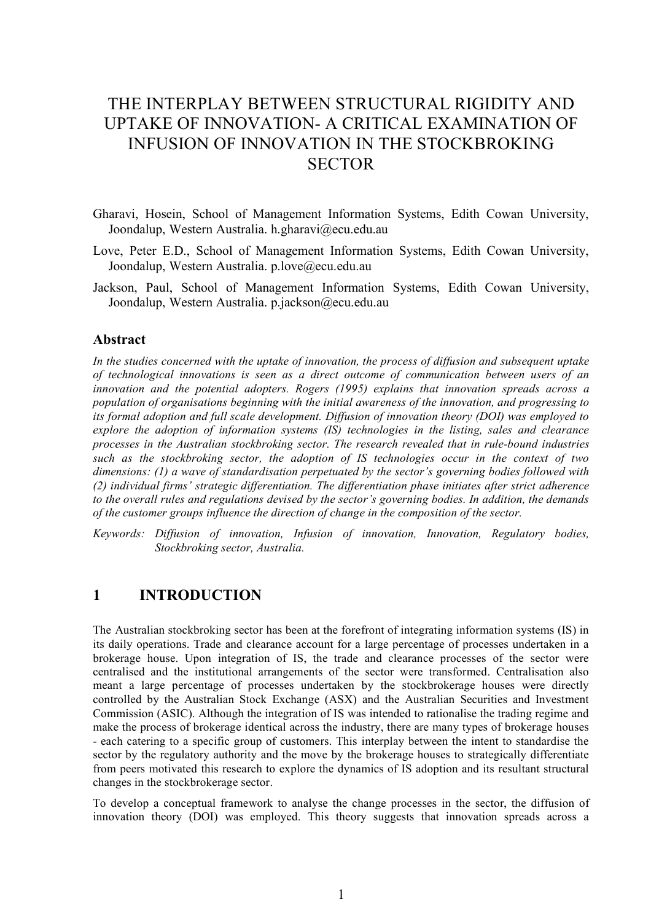# THE INTERPLAY BETWEEN STRUCTURAL RIGIDITY AND UPTAKE OF INNOVATION- A CRITICAL EXAMINATION OF INFUSION OF INNOVATION IN THE STOCKBROKING SECTOR

Gharavi, Hosein, School of Management Information Systems, Edith Cowan University, Joondalup, Western Australia. h.gharavi@ecu.edu.au

Love, Peter E.D., School of Management Information Systems, Edith Cowan University, Joondalup, Western Australia. p.love@ecu.edu.au

Jackson, Paul, School of Management Information Systems, Edith Cowan University, Joondalup, Western Australia. p.jackson@ecu.edu.au

### Abstract

*In the studies concerned with the uptake of innovation, the process of diffusion and subsequent uptake of technological innovations is seen as a direct outcome of communication between users of an innovation and the potential adopters. Rogers (1995) explains that innovation spreads across a population of organisations beginning with the initial awareness of the innovation, and progressing to its formal adoption and full scale development. Diffusion of innovation theory (DOI) was employed to explore the adoption of information systems (IS) technologies in the listing, sales and clearance processes in the Australian stockbroking sector. The research revealed that in rule-bound industries such as the stockbroking sector, the adoption of IS technologies occur in the context of two dimensions: (1) a wave of standardisation perpetuated by the sector's governing bodies followed with (2) individual firms' strategic differentiation. The differentiation phase initiates after strict adherence to the overall rules and regulations devised by the sector's governing bodies. In addition, the demands of the customer groups influence the direction of change in the composition of the sector.*

*Keywords: Diffusion of innovation, Infusion of innovation, Innovation, Regulatory bodies, Stockbroking sector, Australia.*

## 1 INTRODUCTION

The Australian stockbroking sector has been at the forefront of integrating information systems (IS) in its daily operations. Trade and clearance account for a large percentage of processes undertaken in a brokerage house. Upon integration of IS, the trade and clearance processes of the sector were centralised and the institutional arrangements of the sector were transformed. Centralisation also meant a large percentage of processes undertaken by the stockbrokerage houses were directly controlled by the Australian Stock Exchange (ASX) and the Australian Securities and Investment Commission (ASIC). Although the integration of IS was intended to rationalise the trading regime and make the process of brokerage identical across the industry, there are many types of brokerage houses - each catering to a specific group of customers. This interplay between the intent to standardise the sector by the regulatory authority and the move by the brokerage houses to strategically differentiate from peers motivated this research to explore the dynamics of IS adoption and its resultant structural changes in the stockbrokerage sector.

To develop a conceptual framework to analyse the change processes in the sector, the diffusion of innovation theory (DOI) was employed. This theory suggests that innovation spreads across a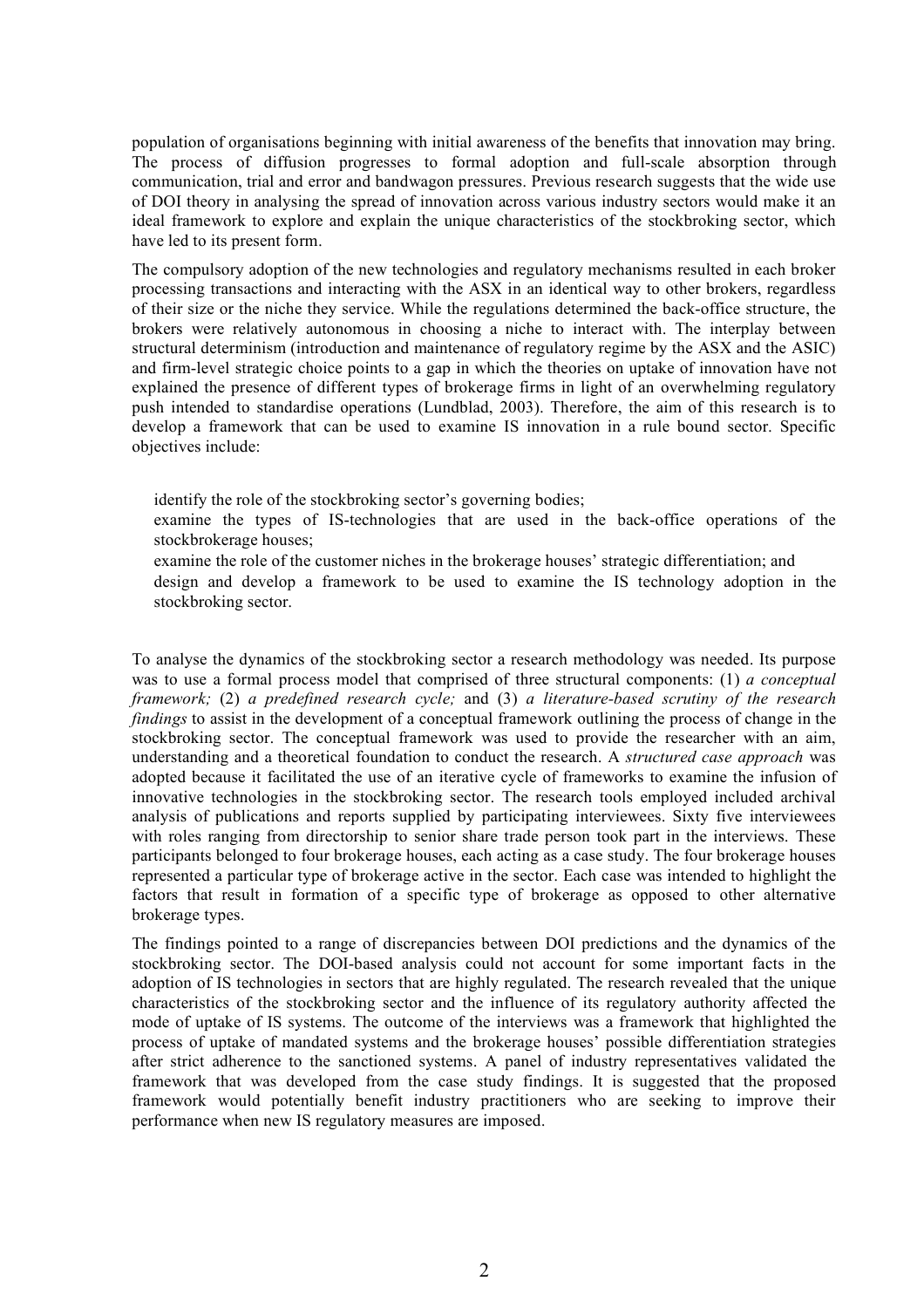population of organisations beginning with initial awareness of the benefits that innovation may bring. The process of diffusion progresses to formal adoption and full-scale absorption through communication, trial and error and bandwagon pressures. Previous research suggests that the wide use of DOI theory in analysing the spread of innovation across various industry sectors would make it an ideal framework to explore and explain the unique characteristics of the stockbroking sector, which have led to its present form.

The compulsory adoption of the new technologies and regulatory mechanisms resulted in each broker processing transactions and interacting with the ASX in an identical way to other brokers, regardless of their size or the niche they service. While the regulations determined the back-office structure, the brokers were relatively autonomous in choosing a niche to interact with. The interplay between structural determinism (introduction and maintenance of regulatory regime by the ASX and the ASIC) and firm-level strategic choice points to a gap in which the theories on uptake of innovation have not explained the presence of different types of brokerage firms in light of an overwhelming regulatory push intended to standardise operations (Lundblad, 2003). Therefore, the aim of this research is to develop a framework that can be used to examine IS innovation in a rule bound sector. Specific objectives include:

- identify the role of the stockbroking sector's governing bodies;
- examine the types of IS-technologies that are used in the back-office operations of the stockbrokerage houses;
- examine the role of the customer niches in the brokerage houses' strategic differentiation; and
- design and develop a framework to be used to examine the IS technology adoption in the stockbroking sector.

To analyse the dynamics of the stockbroking sector a research methodology was needed. Its purpose was to use a formal process model that comprised of three structural components: (1) *a conceptual framework;* (2) *a predefined research cycle;* and (3) *a literature-based scrutiny of the research findings* to assist in the development of a conceptual framework outlining the process of change in the stockbroking sector. The conceptual framework was used to provide the researcher with an aim, understanding and a theoretical foundation to conduct the research. A *structured case approach* was adopted because it facilitated the use of an iterative cycle of frameworks to examine the infusion of innovative technologies in the stockbroking sector. The research tools employed included archival analysis of publications and reports supplied by participating interviewees. Sixty five interviewees with roles ranging from directorship to senior share trade person took part in the interviews. These participants belonged to four brokerage houses, each acting as a case study. The four brokerage houses represented a particular type of brokerage active in the sector. Each case was intended to highlight the factors that result in formation of a specific type of brokerage as opposed to other alternative brokerage types.

The findings pointed to a range of discrepancies between DOI predictions and the dynamics of the stockbroking sector. The DOI-based analysis could not account for some important facts in the adoption of IS technologies in sectors that are highly regulated. The research revealed that the unique characteristics of the stockbroking sector and the influence of its regulatory authority affected the mode of uptake of IS systems. The outcome of the interviews was a framework that highlighted the process of uptake of mandated systems and the brokerage houses' possible differentiation strategies after strict adherence to the sanctioned systems. A panel of industry representatives validated the framework that was developed from the case study findings. It is suggested that the proposed framework would potentially benefit industry practitioners who are seeking to improve their performance when new IS regulatory measures are imposed.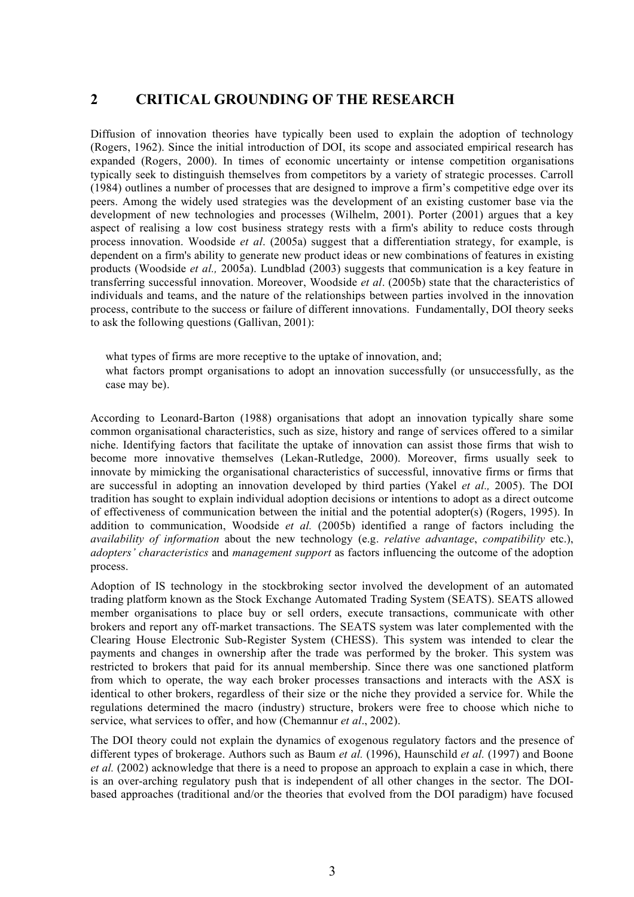## 2 CRITICAL GROUNDING OF THE RESEARCH

Diffusion of innovation theories have typically been used to explain the adoption of technology (Rogers, 1962). Since the initial introduction of DOI, its scope and associated empirical research has expanded (Rogers, 2000). In times of economic uncertainty or intense competition organisations typically seek to distinguish themselves from competitors by a variety of strategic processes. Carroll (1984) outlines a number of processes that are designed to improve a firm's competitive edge over its peers. Among the widely used strategies was the development of an existing customer base via the development of new technologies and processes (Wilhelm, 2001). Porter (2001) argues that a key aspect of realising a low cost business strategy rests with a firm's ability to reduce costs through process innovation. Woodside *et al*. (2005a) suggest that a differentiation strategy, for example, is dependent on a firm's ability to generate new product ideas or new combinations of features in existing products (Woodside *et al.,* 2005a). Lundblad (2003) suggests that communication is a key feature in transferring successful innovation. Moreover, Woodside *et al*. (2005b) state that the characteristics of individuals and teams, and the nature of the relationships between parties involved in the innovation process, contribute to the success or failure of different innovations. Fundamentally, DOI theory seeks to ask the following questions (Gallivan, 2001):

- what types of firms are more receptive to the uptake of innovation, and;
- what factors prompt organisations to adopt an innovation successfully (or unsuccessfully, as the case may be).

According to Leonard-Barton (1988) organisations that adopt an innovation typically share some common organisational characteristics, such as size, history and range of services offered to a similar niche. Identifying factors that facilitate the uptake of innovation can assist those firms that wish to become more innovative themselves (Lekan-Rutledge, 2000). Moreover, firms usually seek to innovate by mimicking the organisational characteristics of successful, innovative firms or firms that are successful in adopting an innovation developed by third parties (Yakel *et al.,* 2005). The DOI tradition has sought to explain individual adoption decisions or intentions to adopt as a direct outcome of effectiveness of communication between the initial and the potential adopter(s) (Rogers, 1995). In addition to communication, Woodside *et al.* (2005b) identified a range of factors including the *availability of information* about the new technology (e.g. *relative advantage*, *compatibility* etc.), *adopters' characteristics* and *management support* as factors influencing the outcome of the adoption process.

Adoption of IS technology in the stockbroking sector involved the development of an automated trading platform known as the Stock Exchange Automated Trading System (SEATS). SEATS allowed member organisations to place buy or sell orders, execute transactions, communicate with other brokers and report any off-market transactions. The SEATS system was later complemented with the Clearing House Electronic Sub-Register System (CHESS). This system was intended to clear the payments and changes in ownership after the trade was performed by the broker. This system was restricted to brokers that paid for its annual membership. Since there was one sanctioned platform from which to operate, the way each broker processes transactions and interacts with the ASX is identical to other brokers, regardless of their size or the niche they provided a service for. While the regulations determined the macro (industry) structure, brokers were free to choose which niche to service, what services to offer, and how (Chemannur *et al*., 2002).

The DOI theory could not explain the dynamics of exogenous regulatory factors and the presence of different types of brokerage. Authors such as Baum *et al.* (1996), Haunschild *et al.* (1997) and Boone *et al.* (2002) acknowledge that there is a need to propose an approach to explain a case in which, there is an over-arching regulatory push that is independent of all other changes in the sector. The DOI-based approaches (traditional and/or the theories that evolved from the DOI paradigm) have focused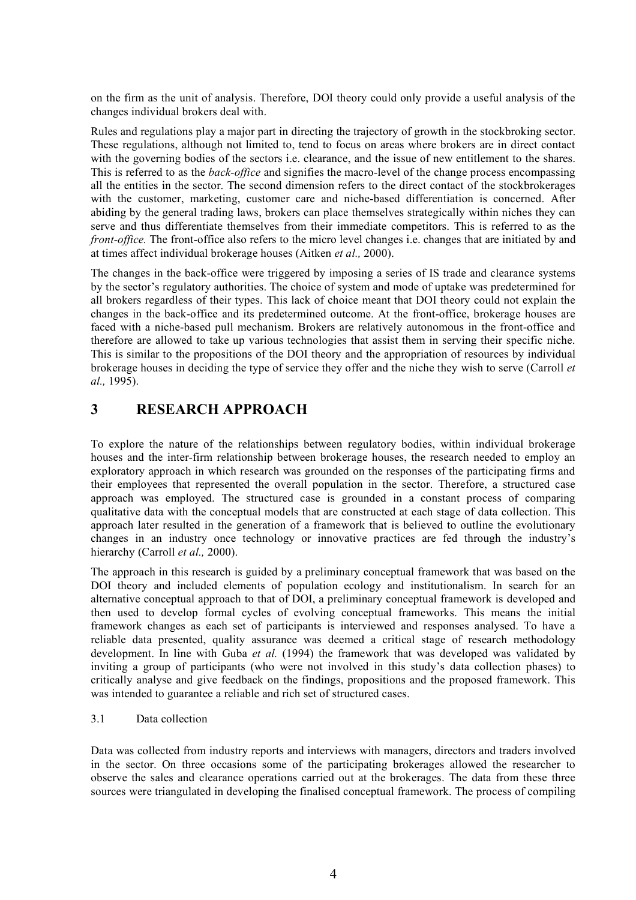on the firm as the unit of analysis. Therefore, DOI theory could only provide a useful analysis of the changes individual brokers deal with.

Rules and regulations play a major part in directing the trajectory of growth in the stockbroking sector. These regulations, although not limited to, tend to focus on areas where brokers are in direct contact with the governing bodies of the sectors i.e. clearance, and the issue of new entitlement to the shares. This is referred to as the *back-office* and signifies the macro-level of the change process encompassing all the entities in the sector. The second dimension refers to the direct contact of the stockbrokerages with the customer, marketing, customer care and niche-based differentiation is concerned. After abiding by the general trading laws, brokers can place themselves strategically within niches they can serve and thus differentiate themselves from their immediate competitors. This is referred to as the *front-office.* The front-office also refers to the micro level changes i.e. changes that are initiated by and at times affect individual brokerage houses (Aitken *et al.,* 2000).

The changes in the back-office were triggered by imposing a series of IS trade and clearance systems by the sector's regulatory authorities. The choice of system and mode of uptake was predetermined for all brokers regardless of their types. This lack of choice meant that DOI theory could not explain the changes in the back-office and its predetermined outcome. At the front-office, brokerage houses are faced with a niche-based pull mechanism. Brokers are relatively autonomous in the front-office and therefore are allowed to take up various technologies that assist them in serving their specific niche. This is similar to the propositions of the DOI theory and the appropriation of resources by individual brokerage houses in deciding the type of service they offer and the niche they wish to serve (Carroll *et al.,* 1995).

# 3 RESEARCH APPROACH

To explore the nature of the relationships between regulatory bodies, within individual brokerage houses and the inter-firm relationship between brokerage houses, the research needed to employ an exploratory approach in which research was grounded on the responses of the participating firms and their employees that represented the overall population in the sector. Therefore, a structured case approach was employed. The structured case is grounded in a constant process of comparing qualitative data with the conceptual models that are constructed at each stage of data collection. This approach later resulted in the generation of a framework that is believed to outline the evolutionary changes in an industry once technology or innovative practices are fed through the industry's hierarchy (Carroll *et al.,* 2000).

The approach in this research is guided by a preliminary conceptual framework that was based on the DOI theory and included elements of population ecology and institutionalism. In search for an alternative conceptual approach to that of DOI, a preliminary conceptual framework is developed and then used to develop formal cycles of evolving conceptual frameworks. This means the initial framework changes as each set of participants is interviewed and responses analysed. To have a reliable data presented, quality assurance was deemed a critical stage of research methodology development. In line with Guba *et al.* (1994) the framework that was developed was validated by inviting a group of participants (who were not involved in this study's data collection phases) to critically analyse and give feedback on the findings, propositions and the proposed framework. This was intended to guarantee a reliable and rich set of structured cases.

## 3.1 Data collection

Data was collected from industry reports and interviews with managers, directors and traders involved in the sector. On three occasions some of the participating brokerages allowed the researcher to observe the sales and clearance operations carried out at the brokerages. The data from these three sources were triangulated in developing the finalised conceptual framework. The process of compiling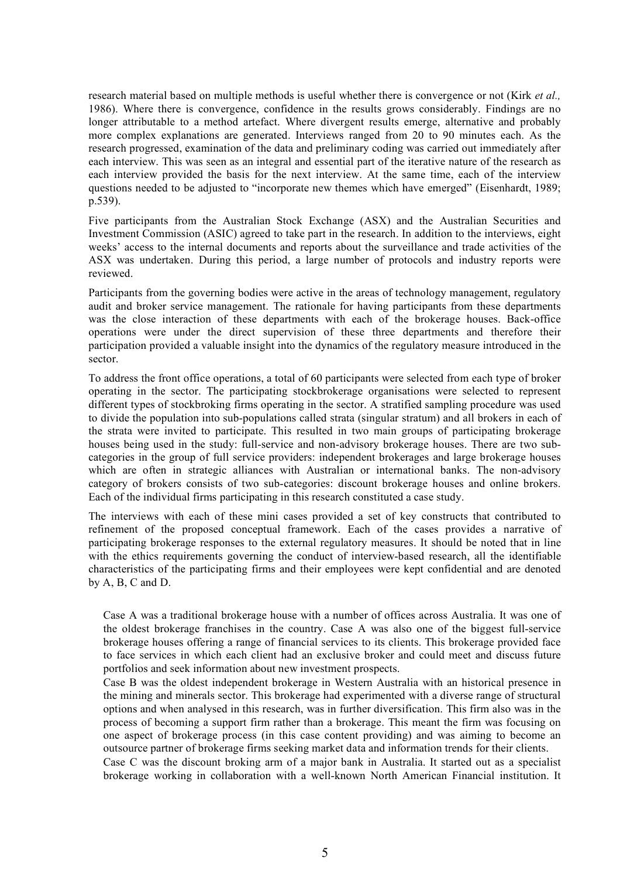research material based on multiple methods is useful whether there is convergence or not (Kirk *et al.,* 1986). Where there is convergence, confidence in the results grows considerably. Findings are no longer attributable to a method artefact. Where divergent results emerge, alternative and probably more complex explanations are generated. Interviews ranged from 20 to 90 minutes each. As the research progressed, examination of the data and preliminary coding was carried out immediately after each interview. This was seen as an integral and essential part of the iterative nature of the research as each interview provided the basis for the next interview. At the same time, each of the interview questions needed to be adjusted to "incorporate new themes which have emerged" (Eisenhardt, 1989; p.539).

Five participants from the Australian Stock Exchange (ASX) and the Australian Securities and Investment Commission (ASIC) agreed to take part in the research. In addition to the interviews, eight weeks' access to the internal documents and reports about the surveillance and trade activities of the ASX was undertaken. During this period, a large number of protocols and industry reports were reviewed.

Participants from the governing bodies were active in the areas of technology management, regulatory audit and broker service management. The rationale for having participants from these departments was the close interaction of these departments with each of the brokerage houses. Back-office operations were under the direct supervision of these three departments and therefore their participation provided a valuable insight into the dynamics of the regulatory measure introduced in the sector.

To address the front office operations, a total of 60 participants were selected from each type of broker operating in the sector. The participating stockbrokerage organisations were selected to represent different types of stockbroking firms operating in the sector. A stratified sampling procedure was used to divide the population into sub-populations called strata (singular stratum) and all brokers in each of the strata were invited to participate. This resulted in two main groups of participating brokerage houses being used in the study: full-service and non-advisory brokerage houses. There are two sub-categories in the group of full service providers: independent brokerages and large brokerage houses which are often in strategic alliances with Australian or international banks. The non-advisory category of brokers consists of two sub-categories: discount brokerage houses and online brokers. Each of the individual firms participating in this research constituted a case study.

The interviews with each of these mini cases provided a set of key constructs that contributed to refinement of the proposed conceptual framework. Each of the cases provides a narrative of participating brokerage responses to the external regulatory measures. It should be noted that in line with the ethics requirements governing the conduct of interview-based research, all the identifiable characteristics of the participating firms and their employees were kept confidential and are denoted by A, B, C and D.

Case A was a traditional brokerage house with a number of offices across Australia. It was one of the oldest brokerage franchises in the country. Case A was also one of the biggest full-service brokerage houses offering a range of financial services to its clients. This brokerage provided face to face services in which each client had an exclusive broker and could meet and discuss future portfolios and seek information about new investment prospects.

Case B was the oldest independent brokerage in Western Australia with an historical presence in the mining and minerals sector. This brokerage had experimented with a diverse range of structural options and when analysed in this research, was in further diversification. This firm also was in the process of becoming a support firm rather than a brokerage. This meant the firm was focusing on one aspect of brokerage process (in this case content providing) and was aiming to become an outsource partner of brokerage firms seeking market data and information trends for their clients.

Case C was the discount broking arm of a major bank in Australia. It started out as a specialist brokerage working in collaboration with a well-known North American Financial institution. It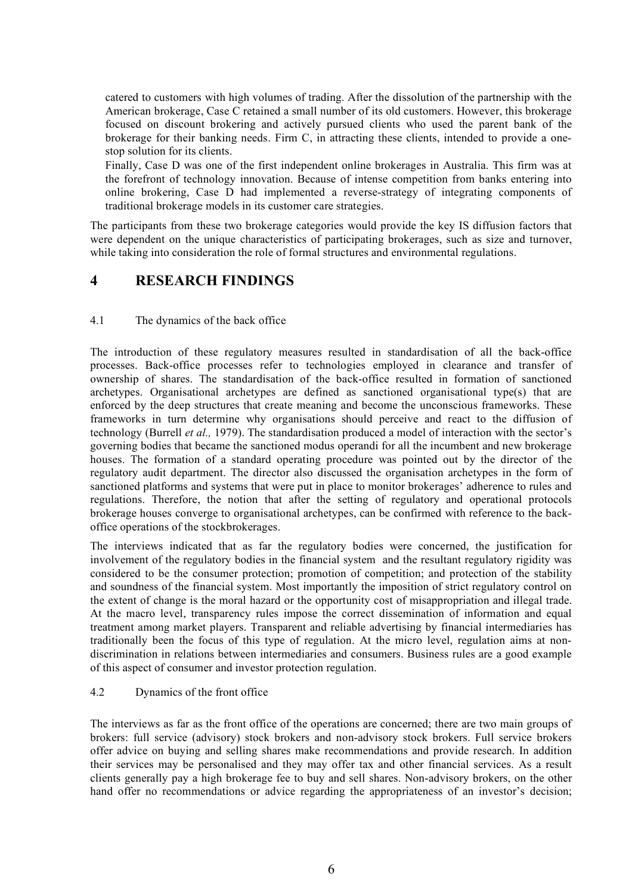catered to customers with high volumes of trading. After the dissolution of the partnership with the American brokerage, Case C retained a small number of its old customers. However, this brokerage focused on discount brokering and actively pursued clients who used the parent bank of the brokerage for their banking needs. Firm C, in attracting these clients, intended to provide a one-stop solution for its clients.

Finally, Case D was one of the first independent online brokerages in Australia. This firm was at the forefront of technology innovation. Because of intense competition from banks entering into online brokering, Case D had implemented a reverse-strategy of integrating components of traditional brokerage models in its customer care strategies.

The participants from these two brokerage categories would provide the key IS diffusion factors that were dependent on the unique characteristics of participating brokerages, such as size and turnover, while taking into consideration the role of formal structures and environmental regulations.

# 4 RESEARCH FINDINGS

## 4.1 The dynamics of the back office

The introduction of these regulatory measures resulted in standardisation of all the back-office processes. Back-office processes refer to technologies employed in clearance and transfer of ownership of shares. The standardisation of the back-office resulted in formation of sanctioned archetypes. Organisational archetypes are defined as sanctioned organisational type(s) that are enforced by the deep structures that create meaning and become the unconscious frameworks. These frameworks in turn determine why organisations should perceive and react to the diffusion of technology (Burrell *et al.,* 1979). The standardisation produced a model of interaction with the sector's governing bodies that became the sanctioned modus operandi for all the incumbent and new brokerage houses. The formation of a standard operating procedure was pointed out by the director of the regulatory audit department. The director also discussed the organisation archetypes in the form of sanctioned platforms and systems that were put in place to monitor brokerages' adherence to rules and regulations. Therefore, the notion that after the setting of regulatory and operational protocols brokerage houses converge to organisational archetypes, can be confirmed with reference to the back-office operations of the stockbrokerages.

The interviews indicated that as far the regulatory bodies were concerned, the justification for involvement of the regulatory bodies in the financial system and the resultant regulatory rigidity was considered to be the consumer protection; promotion of competition; and protection of the stability and soundness of the financial system. Most importantly the imposition of strict regulatory control on the extent of change is the moral hazard or the opportunity cost of misappropriation and illegal trade. At the macro level, transparency rules impose the correct dissemination of information and equal treatment among market players. Transparent and reliable advertising by financial intermediaries has traditionally been the focus of this type of regulation. At the micro level, regulation aims at non-discrimination in relations between intermediaries and consumers. Business rules are a good example of this aspect of consumer and investor protection regulation.

## 4.2 Dynamics of the front office

The interviews as far as the front office of the operations are concerned; there are two main groups of brokers: full service (advisory) stock brokers and non-advisory stock brokers. Full service brokers offer advice on buying and selling shares make recommendations and provide research. In addition their services may be personalised and they may offer tax and other financial services. As a result clients generally pay a high brokerage fee to buy and sell shares. Non-advisory brokers, on the other hand offer no recommendations or advice regarding the appropriateness of an investor's decision;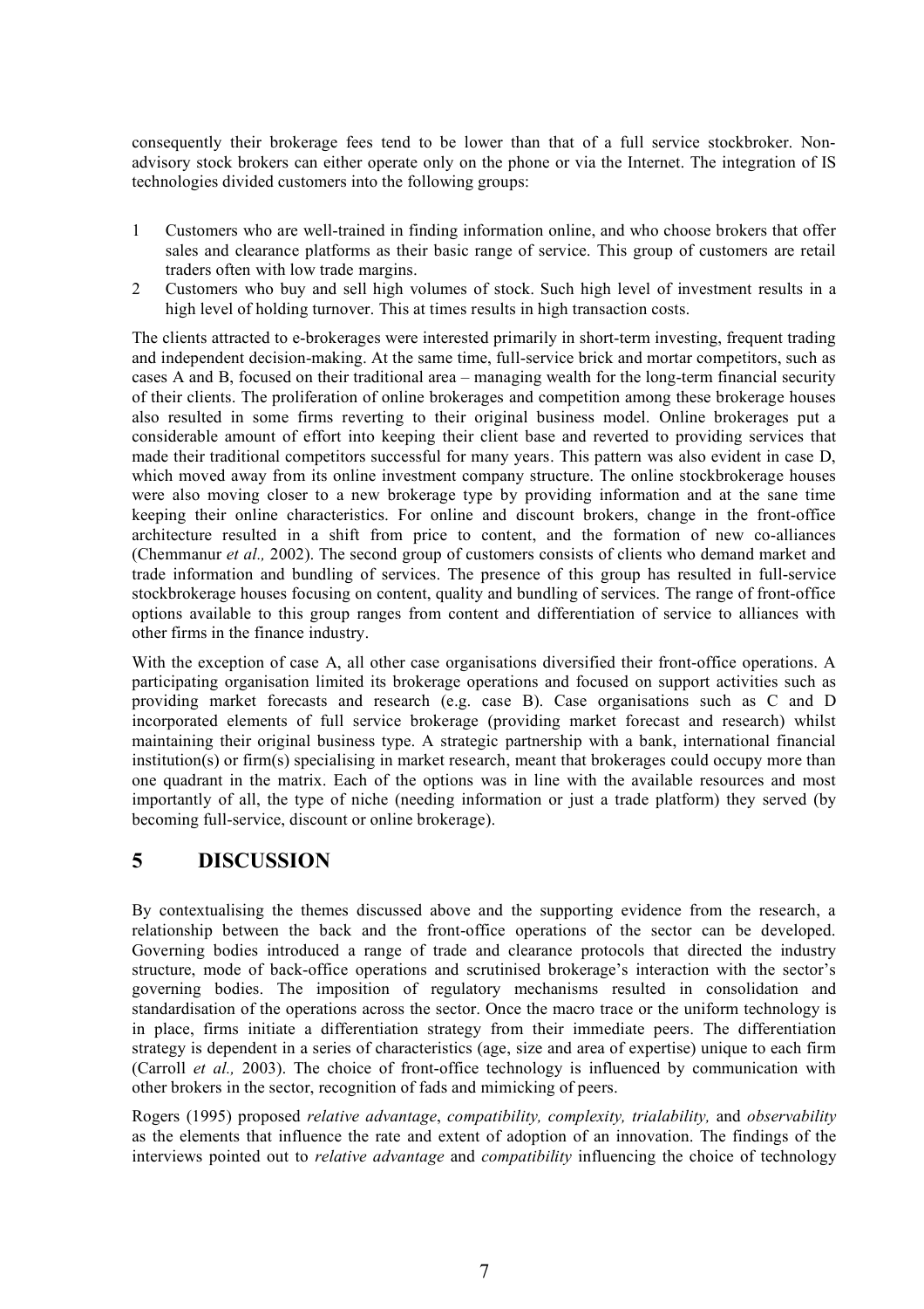consequently their brokerage fees tend to be lower than that of a full service stockbroker. Non-advisory stock brokers can either operate only on the phone or via the Internet. The integration of IS technologies divided customers into the following groups:

1. Customers who are well-trained in finding information online, and who choose brokers that offer sales and clearance platforms as their basic range of service. This group of customers are retail traders often with low trade margins.
2. Customers who buy and sell high volumes of stock. Such high level of investment results in a high level of holding turnover. This at times results in high transaction costs.

The clients attracted to e-brokerages were interested primarily in short-term investing, frequent trading and independent decision-making. At the same time, full-service brick and mortar competitors, such as cases A and B, focused on their traditional area – managing wealth for the long-term financial security of their clients. The proliferation of online brokerages and competition among these brokerage houses also resulted in some firms reverting to their original business model. Online brokerages put a considerable amount of effort into keeping their client base and reverted to providing services that made their traditional competitors successful for many years. This pattern was also evident in case D, which moved away from its online investment company structure. The online stockbrokerage houses were also moving closer to a new brokerage type by providing information and at the sane time keeping their online characteristics. For online and discount brokers, change in the front-office architecture resulted in a shift from price to content, and the formation of new co-alliances (Chemmanur *et al.,* 2002). The second group of customers consists of clients who demand market and trade information and bundling of services. The presence of this group has resulted in full-service stockbrokerage houses focusing on content, quality and bundling of services. The range of front-office options available to this group ranges from content and differentiation of service to alliances with other firms in the finance industry.

With the exception of case A, all other case organisations diversified their front-office operations. A participating organisation limited its brokerage operations and focused on support activities such as providing market forecasts and research (e.g. case B). Case organisations such as C and D incorporated elements of full service brokerage (providing market forecast and research) whilst maintaining their original business type. A strategic partnership with a bank, international financial institution(s) or firm(s) specialising in market research, meant that brokerages could occupy more than one quadrant in the matrix. Each of the options was in line with the available resources and most importantly of all, the type of niche (needing information or just a trade platform) they served (by becoming full-service, discount or online brokerage).

# 5 DISCUSSION

By contextualising the themes discussed above and the supporting evidence from the research, a relationship between the back and the front-office operations of the sector can be developed. Governing bodies introduced a range of trade and clearance protocols that directed the industry structure, mode of back-office operations and scrutinised brokerage's interaction with the sector's governing bodies. The imposition of regulatory mechanisms resulted in consolidation and standardisation of the operations across the sector. Once the macro trace or the uniform technology is in place, firms initiate a differentiation strategy from their immediate peers. The differentiation strategy is dependent in a series of characteristics (age, size and area of expertise) unique to each firm (Carroll *et al.,* 2003). The choice of front-office technology is influenced by communication with other brokers in the sector, recognition of fads and mimicking of peers.

Rogers (1995) proposed *relative advantage*, *compatibility, complexity, trialability,* and *observability* as the elements that influence the rate and extent of adoption of an innovation. The findings of the interviews pointed out to *relative advantage* and *compatibility* influencing the choice of technology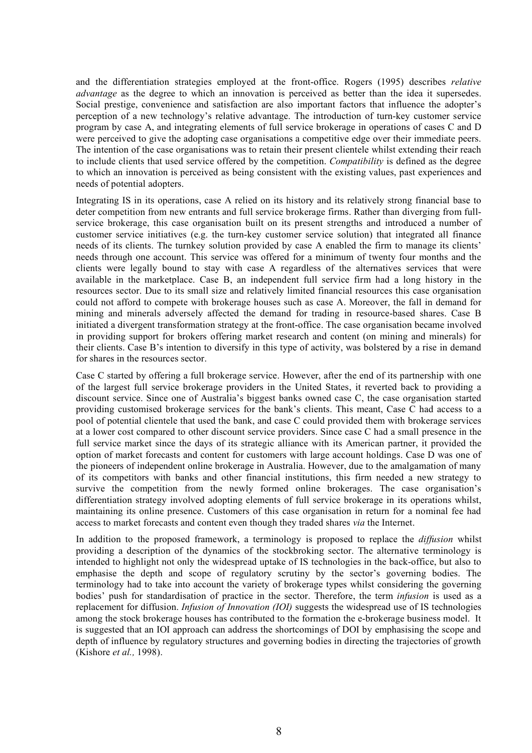and the differentiation strategies employed at the front-office. Rogers (1995) describes *relative advantage* as the degree to which an innovation is perceived as better than the idea it supersedes. Social prestige, convenience and satisfaction are also important factors that influence the adopter's perception of a new technology's relative advantage. The introduction of turn-key customer service program by case A, and integrating elements of full service brokerage in operations of cases C and D were perceived to give the adopting case organisations a competitive edge over their immediate peers. The intention of the case organisations was to retain their present clientele whilst extending their reach to include clients that used service offered by the competition. *Compatibility* is defined as the degree to which an innovation is perceived as being consistent with the existing values, past experiences and needs of potential adopters.

Integrating IS in its operations, case A relied on its history and its relatively strong financial base to deter competition from new entrants and full service brokerage firms. Rather than diverging from full-service brokerage, this case organisation built on its present strengths and introduced a number of customer service initiatives (e.g. the turn-key customer service solution) that integrated all finance needs of its clients. The turnkey solution provided by case A enabled the firm to manage its clients' needs through one account. This service was offered for a minimum of twenty four months and the clients were legally bound to stay with case A regardless of the alternatives services that were available in the marketplace. Case B, an independent full service firm had a long history in the resources sector. Due to its small size and relatively limited financial resources this case organisation could not afford to compete with brokerage houses such as case A. Moreover, the fall in demand for mining and minerals adversely affected the demand for trading in resource-based shares. Case B initiated a divergent transformation strategy at the front-office. The case organisation became involved in providing support for brokers offering market research and content (on mining and minerals) for their clients. Case B's intention to diversify in this type of activity, was bolstered by a rise in demand for shares in the resources sector.

Case C started by offering a full brokerage service. However, after the end of its partnership with one of the largest full service brokerage providers in the United States, it reverted back to providing a discount service. Since one of Australia's biggest banks owned case C, the case organisation started providing customised brokerage services for the bank's clients. This meant, Case C had access to a pool of potential clientele that used the bank, and case C could provided them with brokerage services at a lower cost compared to other discount service providers. Since case C had a small presence in the full service market since the days of its strategic alliance with its American partner, it provided the option of market forecasts and content for customers with large account holdings. Case D was one of the pioneers of independent online brokerage in Australia. However, due to the amalgamation of many of its competitors with banks and other financial institutions, this firm needed a new strategy to survive the competition from the newly formed online brokerages. The case organisation's differentiation strategy involved adopting elements of full service brokerage in its operations whilst, maintaining its online presence. Customers of this case organisation in return for a nominal fee had access to market forecasts and content even though they traded shares *via* the Internet.

In addition to the proposed framework, a terminology is proposed to replace the *diffusion* whilst providing a description of the dynamics of the stockbroking sector. The alternative terminology is intended to highlight not only the widespread uptake of IS technologies in the back-office, but also to emphasise the depth and scope of regulatory scrutiny by the sector's governing bodies. The terminology had to take into account the variety of brokerage types whilst considering the governing bodies' push for standardisation of practice in the sector. Therefore, the term *infusion* is used as a replacement for diffusion. *Infusion of Innovation (IOI)* suggests the widespread use of IS technologies among the stock brokerage houses has contributed to the formation the e-brokerage business model. It is suggested that an IOI approach can address the shortcomings of DOI by emphasising the scope and depth of influence by regulatory structures and governing bodies in directing the trajectories of growth (Kishore *et al.,* 1998).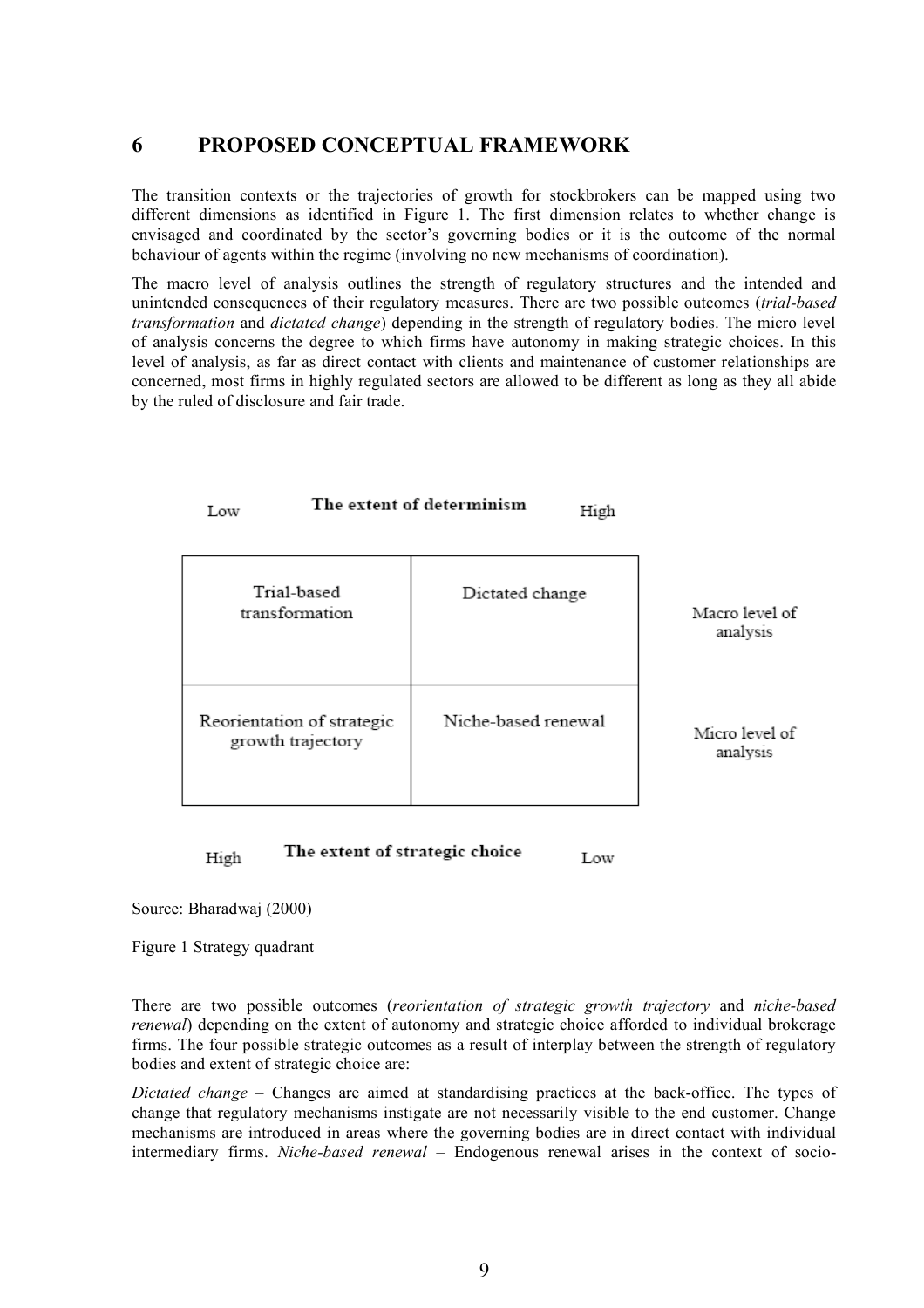## 6 PROPOSED CONCEPTUAL FRAMEWORK

The transition contexts or the trajectories of growth for stockbrokers can be mapped using two different dimensions as identified in Figure 1. The first dimension relates to whether change is envisaged and coordinated by the sector's governing bodies or it is the outcome of the normal behaviour of agents within the regime (involving no new mechanisms of coordination).

The macro level of analysis outlines the strength of regulatory structures and the intended and unintended consequences of their regulatory measures. There are two possible outcomes (*trial-based transformation* and *dictated change*) depending in the strength of regulatory bodies. The micro level of analysis concerns the degree to which firms have autonomy in making strategic choices. In this level of analysis, as far as direct contact with clients and maintenance of customer relationships are concerned, most firms in highly regulated sectors are allowed to be different as long as they all abide by the ruled of disclosure and fair trade.

| Low — **The extent of determinism** — High | | |
|---|---|---|
| Trial-based transformation | Dictated change | Macro level of analysis |
| Reorientation of strategic growth trajectory | Niche-based renewal | Micro level of analysis |
| High — **The extent of strategic choice** — Low | | |

Source: Bharadwaj (2000)

Figure 1 Strategy quadrant

There are two possible outcomes (*reorientation of strategic growth trajectory* and *niche-based renewal*) depending on the extent of autonomy and strategic choice afforded to individual brokerage firms. The four possible strategic outcomes as a result of interplay between the strength of regulatory bodies and extent of strategic choice are:

*Dictated change* – Changes are aimed at standardising practices at the back-office. The types of change that regulatory mechanisms instigate are not necessarily visible to the end customer. Change mechanisms are introduced in areas where the governing bodies are in direct contact with individual intermediary firms. *Niche-based renewal* – Endogenous renewal arises in the context of socio-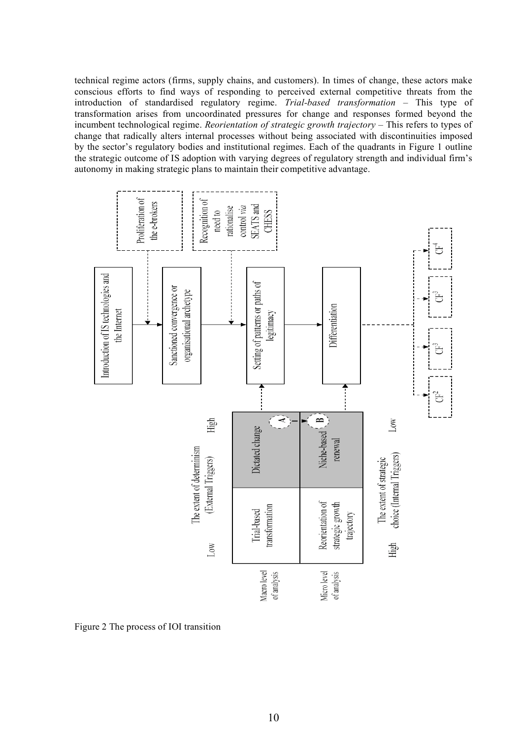technical regime actors (firms, supply chains, and customers). In times of change, these actors make conscious efforts to find ways of responding to perceived external competitive threats from the introduction of standardised regulatory regime. *Trial-based transformation* – This type of transformation arises from uncoordinated pressures for change and responses formed beyond the incumbent technological regime. *Reorientation of strategic growth trajectory* – This refers to types of change that radically alters internal processes without being associated with discontinuities imposed by the sector's regulatory bodies and institutional regimes. Each of the quadrants in Figure 1 outline the strategic outcome of IS adoption with varying degrees of regulatory strength and individual firm's autonomy in making strategic plans to maintain their competitive advantage.

Figure 2 The process of IOI transition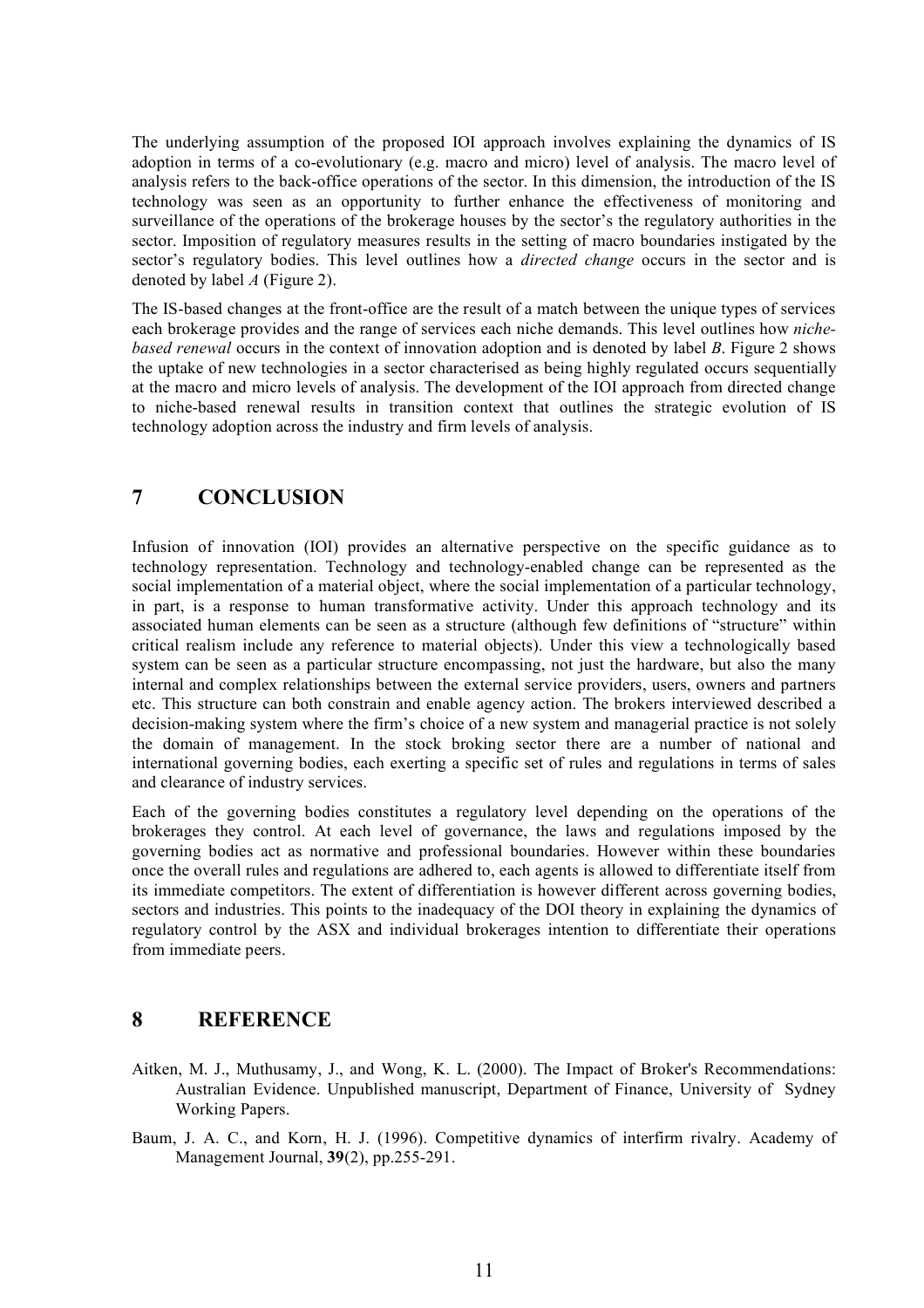The underlying assumption of the proposed IOI approach involves explaining the dynamics of IS adoption in terms of a co-evolutionary (e.g. macro and micro) level of analysis. The macro level of analysis refers to the back-office operations of the sector. In this dimension, the introduction of the IS technology was seen as an opportunity to further enhance the effectiveness of monitoring and surveillance of the operations of the brokerage houses by the sector's the regulatory authorities in the sector. Imposition of regulatory measures results in the setting of macro boundaries instigated by the sector's regulatory bodies. This level outlines how a *directed change* occurs in the sector and is denoted by label *A* (Figure 2).

The IS-based changes at the front-office are the result of a match between the unique types of services each brokerage provides and the range of services each niche demands. This level outlines how *niche-based renewal* occurs in the context of innovation adoption and is denoted by label *B*. Figure 2 shows the uptake of new technologies in a sector characterised as being highly regulated occurs sequentially at the macro and micro levels of analysis. The development of the IOI approach from directed change to niche-based renewal results in transition context that outlines the strategic evolution of IS technology adoption across the industry and firm levels of analysis.

# 7 CONCLUSION

Infusion of innovation (IOI) provides an alternative perspective on the specific guidance as to technology representation. Technology and technology-enabled change can be represented as the social implementation of a material object, where the social implementation of a particular technology, in part, is a response to human transformative activity. Under this approach technology and its associated human elements can be seen as a structure (although few definitions of "structure" within critical realism include any reference to material objects). Under this view a technologically based system can be seen as a particular structure encompassing, not just the hardware, but also the many internal and complex relationships between the external service providers, users, owners and partners etc. This structure can both constrain and enable agency action. The brokers interviewed described a decision-making system where the firm's choice of a new system and managerial practice is not solely the domain of management. In the stock broking sector there are a number of national and international governing bodies, each exerting a specific set of rules and regulations in terms of sales and clearance of industry services.

Each of the governing bodies constitutes a regulatory level depending on the operations of the brokerages they control. At each level of governance, the laws and regulations imposed by the governing bodies act as normative and professional boundaries. However within these boundaries once the overall rules and regulations are adhered to, each agents is allowed to differentiate itself from its immediate competitors. The extent of differentiation is however different across governing bodies, sectors and industries. This points to the inadequacy of the DOI theory in explaining the dynamics of regulatory control by the ASX and individual brokerages intention to differentiate their operations from immediate peers.

# 8 REFERENCE

Aitken, M. J., Muthusamy, J., and Wong, K. L. (2000). The Impact of Broker's Recommendations: Australian Evidence. Unpublished manuscript, Department of Finance, University of Sydney Working Papers.

Baum, J. A. C., and Korn, H. J. (1996). Competitive dynamics of interfirm rivalry. Academy of Management Journal, **39**(2), pp.255-291.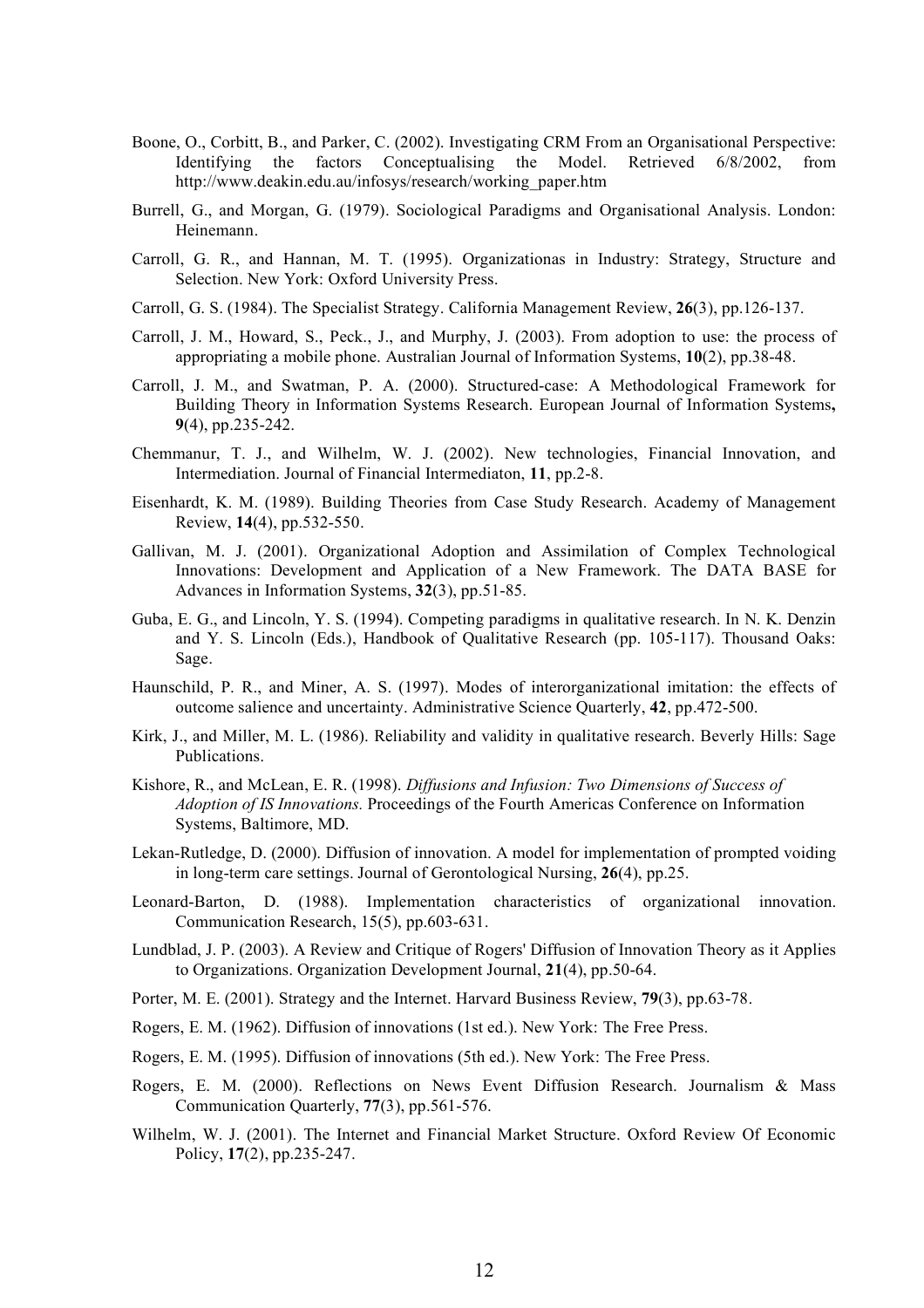Boone, O., Corbitt, B., and Parker, C. (2002). Investigating CRM From an Organisational Perspective: Identifying the factors Conceptualising the Model. Retrieved 6/8/2002, from http://www.deakin.edu.au/infosys/research/working_paper.htm

Burrell, G., and Morgan, G. (1979). Sociological Paradigms and Organisational Analysis. London: Heinemann.

Carroll, G. R., and Hannan, M. T. (1995). Organizationas in Industry: Strategy, Structure and Selection. New York: Oxford University Press.

Carroll, G. S. (1984). The Specialist Strategy. California Management Review, **26**(3), pp.126-137.

Carroll, J. M., Howard, S., Peck., J., and Murphy, J. (2003). From adoption to use: the process of appropriating a mobile phone. Australian Journal of Information Systems, **10**(2), pp.38-48.

Carroll, J. M., and Swatman, P. A. (2000). Structured-case: A Methodological Framework for Building Theory in Information Systems Research. European Journal of Information Systems**,** **9**(4), pp.235-242.

Chemmanur, T. J., and Wilhelm, W. J. (2002). New technologies, Financial Innovation, and Intermediation. Journal of Financial Intermediaton, **11**, pp.2-8.

Eisenhardt, K. M. (1989). Building Theories from Case Study Research. Academy of Management Review, **14**(4), pp.532-550.

Gallivan, M. J. (2001). Organizational Adoption and Assimilation of Complex Technological Innovations: Development and Application of a New Framework. The DATA BASE for Advances in Information Systems, **32**(3), pp.51-85.

Guba, E. G., and Lincoln, Y. S. (1994). Competing paradigms in qualitative research. In N. K. Denzin and Y. S. Lincoln (Eds.), Handbook of Qualitative Research (pp. 105-117). Thousand Oaks: Sage.

Haunschild, P. R., and Miner, A. S. (1997). Modes of interorganizational imitation: the effects of outcome salience and uncertainty. Administrative Science Quarterly, **42**, pp.472-500.

Kirk, J., and Miller, M. L. (1986). Reliability and validity in qualitative research. Beverly Hills: Sage Publications.

Kishore, R., and McLean, E. R. (1998). *Diffusions and Infusion: Two Dimensions of Success of Adoption of IS Innovations.* Proceedings of the Fourth Americas Conference on Information Systems, Baltimore, MD.

Lekan-Rutledge, D. (2000). Diffusion of innovation. A model for implementation of prompted voiding in long-term care settings. Journal of Gerontological Nursing, **26**(4), pp.25.

Leonard-Barton, D. (1988). Implementation characteristics of organizational innovation. Communication Research, 15(5), pp.603-631.

Lundblad, J. P. (2003). A Review and Critique of Rogers' Diffusion of Innovation Theory as it Applies to Organizations. Organization Development Journal, **21**(4), pp.50-64.

Porter, M. E. (2001). Strategy and the Internet. Harvard Business Review, **79**(3), pp.63-78.

Rogers, E. M. (1962). Diffusion of innovations (1st ed.). New York: The Free Press.

Rogers, E. M. (1995). Diffusion of innovations (5th ed.). New York: The Free Press.

Rogers, E. M. (2000). Reflections on News Event Diffusion Research. Journalism & Mass Communication Quarterly, **77**(3), pp.561-576.

Wilhelm, W. J. (2001). The Internet and Financial Market Structure. Oxford Review Of Economic Policy, **17**(2), pp.235-247.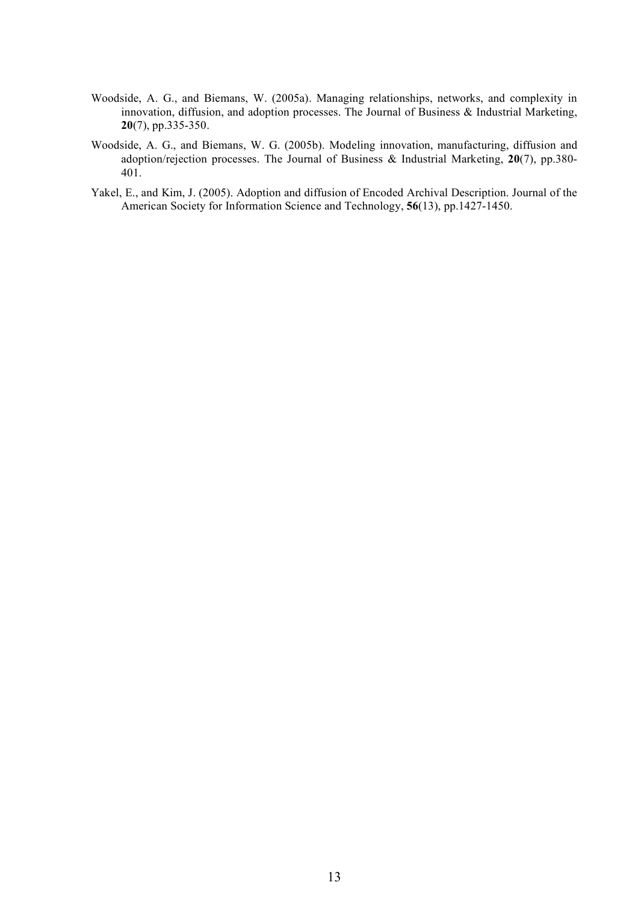Woodside, A. G., and Biemans, W. (2005a). Managing relationships, networks, and complexity in innovation, diffusion, and adoption processes. The Journal of Business & Industrial Marketing, **20**(7), pp.335-350.

Woodside, A. G., and Biemans, W. G. (2005b). Modeling innovation, manufacturing, diffusion and adoption/rejection processes. The Journal of Business & Industrial Marketing, **20**(7), pp.380-401.

Yakel, E., and Kim, J. (2005). Adoption and diffusion of Encoded Archival Description. Journal of the American Society for Information Science and Technology, **56**(13), pp.1427-1450.